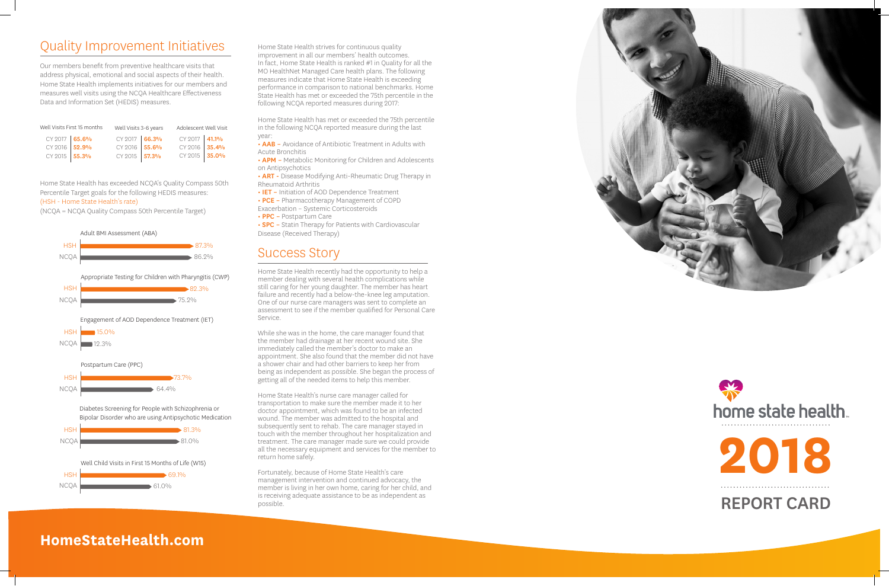## Quality Improvement Initiatives

Our members benefit from preventive healthcare visits that address physical, emotional and social aspects of their health. Home State Health implements initiatives for our members and measures well visits using the NCQA Healthcare Effectiveness Data and Information Set (HEDIS) measures.

| Well Visits First 15 months | | Well Visits 3-6 years | | Adolescent Well Visit | |
|---|---|---|---|---|---|
| CY 2017 | **65.6%** | CY 2017 | **66.3%** | CY 2017 | **41.1%** |
| CY 2016 | **52.9%** | CY 2016 | **55.6%** | CY 2016 | **35.4%** |
| CY 2015 | **55.3%** | CY 2015 | **57.3%** | CY 2015 | **35.0%** |

Home State Health has exceeded NCQA's Quality Compass 50th Percentile Target goals for the following HEDIS measures:
(HSH - Home State Health's rate)
(NCQA = NCQA Quality Compass 50th Percentile Target)

| Measure | HSH | NCQA |
|---|---|---|
| Adult BMI Assessment (ABA) | 87.3% | 86.2% |
| Appropriate Testing for Children with Pharyngitis (CWP) | 82.3% | 75.2% |
| Engagement of AOD Dependence Treatment (IET) | 15.0% | 12.3% |
| Postpartum Care (PPC) | 73.7% | 64.4% |
| Diabetes Screening for People with Schizophrenia or Bipolar Disorder who are using Antipsychotic Medication | 81.3% | 81.0% |
| Well Child Visits in First 15 Months of Life (W15) | 69.1% | 61.0% |

Home State Health strives for continuous quality improvement in all our members' health outcomes. In fact, Home State Health is ranked #1 in Quality for all the MO HealthNet Managed Care health plans. The following measures indicate that Home State Health is exceeding performance in comparison to national benchmarks. Home State Health has met or exceeded the 75th percentile in the following NCQA reported measures during 2017:

Home State Health has met or exceeded the 75th percentile in the following NCQA reported measure during the last year:

- **AAB** – Avoidance of Antibiotic Treatment in Adults with Acute Bronchitis
- **APM** – Metabolic Monitoring for Children and Adolescents on Antipsychotics
- **ART** - Disease Modifying Anti-Rheumatic Drug Therapy in Rheumatoid Arthritis
- **IET** – Initiation of AOD Dependence Treatment
- **PCE** – Pharmacotherapy Management of COPD Exacerbation – Systemic Corticosteroids
- **PPC** – Postpartum Care
- **SPC** – Statin Therapy for Patients with Cardiovascular Disease (Received Therapy)

## Success Story

Home State Health recently had the opportunity to help a member dealing with several health complications while still caring for her young daughter. The member has heart failure and recently had a below-the-knee leg amputation. One of our nurse care managers was sent to complete an assessment to see if the member qualified for Personal Care Service.

While she was in the home, the care manager found that the member had drainage at her recent wound site. She immediately called the member's doctor to make an appointment. She also found that the member did not have a shower chair and had other barriers to keep her from being as independent as possible. She began the process of getting all of the needed items to help this member.

Home State Health's nurse care manager called for transportation to make sure the member made it to her doctor appointment, which was found to be an infected wound. The member was admitted to the hospital and subsequently sent to rehab. The care manager stayed in touch with the member throughout her hospitalization and treatment. The care manager made sure we could provide all the necessary equipment and services for the member to return home safely.

Fortunately, because of Home State Health's care management intervention and continued advocacy, the member is living in her own home, caring for her child, and is receiving adequate assistance to be as independent as possible.

home state health

# 2018 REPORT CARD

**HomeStateHealth.com**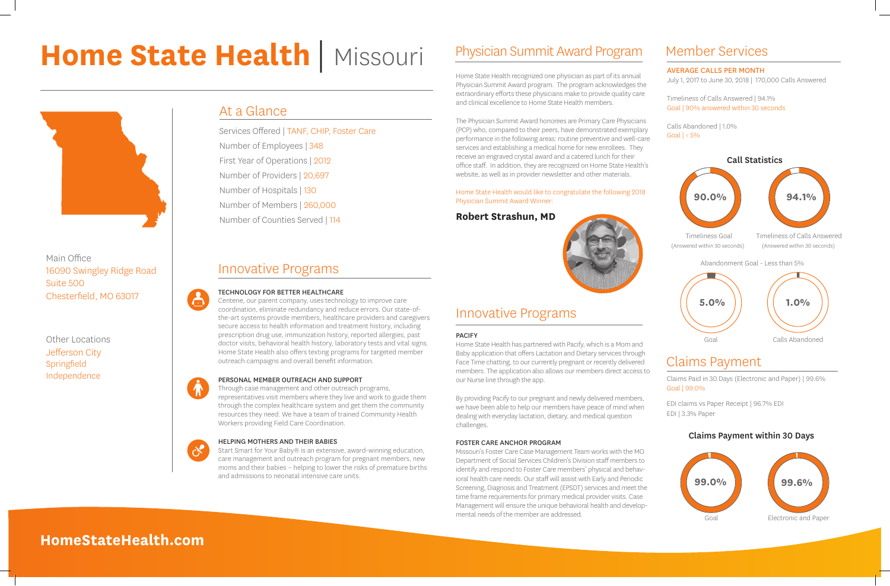# Home State Health | Missouri

Main Office
16090 Swingley Ridge Road
Suite 500
Chesterfield, MO 63017

Other Locations
Jefferson City
Springfield
Independence

## At a Glance

Services Offered | TANF, CHIP, Foster Care
Number of Employees | 348
First Year of Operations | 2012
Number of Providers | 20,697
Number of Hospitals | 130
Number of Members | 260,000
Number of Counties Served | 114

## Innovative Programs

### TECHNOLOGY FOR BETTER HEALTHCARE

Centene, our parent company, uses technology to improve care coordination, eliminate redundancy and reduce errors. Our state-of-the-art systems provide members, healthcare providers and caregivers secure access to health information and treatment history, including prescription drug use, immunization history, reported allergies, past doctor visits, behavioral health history, laboratory tests and vital signs. Home State Health also offers texting programs for targeted member outreach campaigns and overall benefit information.

### PERSONAL MEMBER OUTREACH AND SUPPORT

Through case management and other outreach programs, representatives visit members where they live and work to guide them through the complex healthcare system and get them the community resources they need. We have a team of trained Community Health Workers providing Field Care Coordination.

### HELPING MOTHERS AND THEIR BABIES

Start Smart for Your Baby® is an extensive, award-winning education, care management and outreach program for pregnant members, new moms and their babies – helping to lower the risks of premature births and admissions to neonatal intensive care units.

## Physician Summit Award Program

Home State Health recognized one physician as part of its annual Physician Summit Award program. The program acknowledges the extraordinary efforts these physicians make to provide quality care and clinical excellence to Home State Health members.

The Physician Summit Award honorees are Primary Care Physicians (PCP) who, compared to their peers, have demonstrated exemplary performance in the following areas: routine preventive and well-care services and establishing a medical home for new enrollees. They receive an engraved crystal award and a catered lunch for their office staff. In addition, they are recognized on Home State Health's website, as well as in provider newsletter and other materials.

Home State Health would like to congratulate the following 2018 Physician Summit Award Winner:

**Robert Strashun, MD**

## Innovative Programs

### PACIFY

Home State Health has partnered with Pacify, which is a Mom and Baby application that offers Lactation and Dietary services through Face Time chatting, to our currently pregnant or recently delivered members. The application also allows our members direct access to our Nurse line through the app.

By providing Pacify to our pregnant and newly delivered members, we have been able to help our members have peace of mind when dealing with everyday lactation, dietary, and medical question challenges.

### FOSTER CARE ANCHOR PROGRAM

Missouri's Foster Care Case Management Team works with the MO Department of Social Services Children's Division staff members to identify and respond to Foster Care members' physical and behavioral health care needs. Our staff will assist with Early and Periodic Screening, Diagnosis and Treatment (EPSDT) services and meet the time frame requirements for primary medical provider visits. Case Management will ensure the unique behavioral health and developmental needs of the member are addressed.

## Member Services

**AVERAGE CALLS PER MONTH**
July 1, 2017 to June 30, 2018 | 170,000 Calls Answered

Timeliness of Calls Answered | 94.1%
Goal | 90% answered within 30 seconds

Calls Abandoned | 1.0%
Goal | < 5%

**Call Statistics**

90.0%
Timeliness Goal (Answered within 30 seconds)

94.1%
Timeliness of Calls Answered (Answered within 30 seconds)

Abandonment Goal - Less than 5%

5.0%
Goal

1.0%
Calls Abandoned

## Claims Payment

Claims Paid in 30 Days (Electronic and Paper) | 99.6%
Goal | 99.0%

EDI claims vs Paper Receipt | 96.7% EDI
EDI | 3.3% Paper

**Claims Payment within 30 Days**

99.0%
Goal

99.6%
Electronic and Paper

**HomeStateHealth.com**